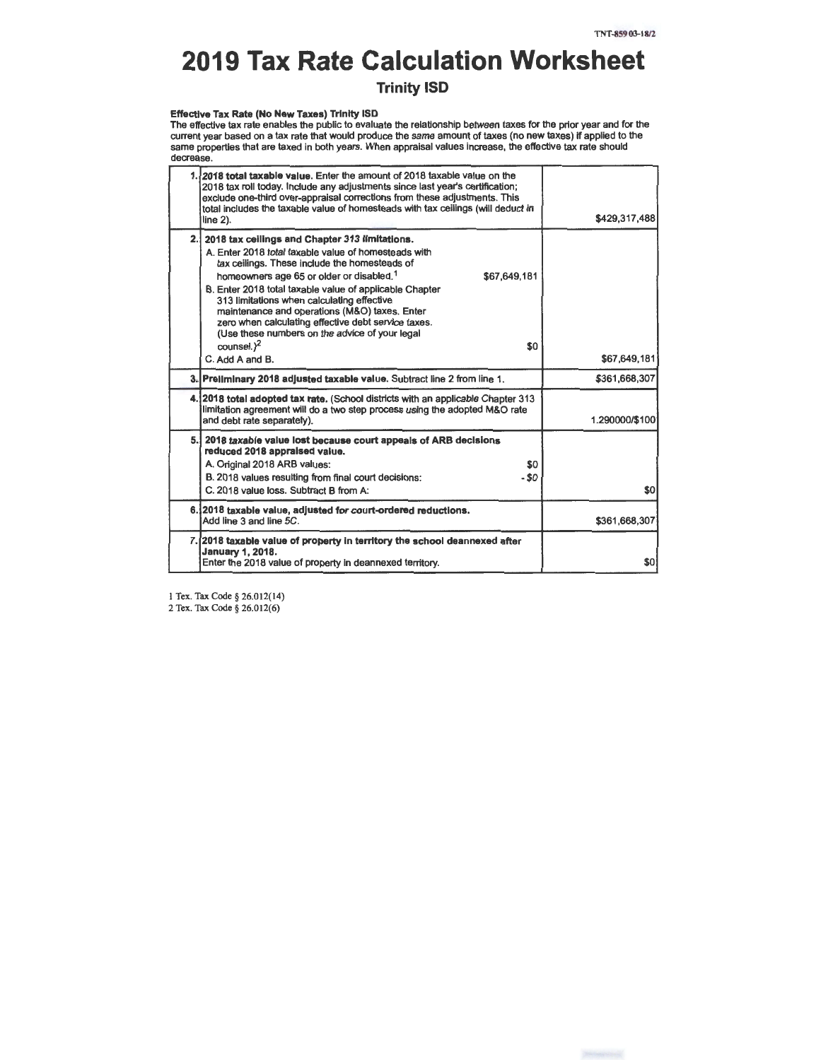TNT-859 03-18/2

# 2019 Tax Rate Calculation Worksheet

## Trinity ISD

**Effective Tax Rate (No New Taxes) Trinity ISD**

The effective tax rate enables the public to evaluate the relationship between taxes for the prior year and for the current year based on a tax rate that would produce the same amount of taxes (no new taxes) if applied to the same properties that are taxed in both years. When appraisal values increase, the effective tax rate should decrease.

| Line | Description | Amount |
|---|---|---|
| 1. | **2018 total taxable value.** Enter the amount of 2018 taxable value on the 2018 tax roll today. Include any adjustments since last year's certification; exclude one-third over-appraisal corrections from these adjustments. This total includes the taxable value of homesteads with tax ceilings (will deduct in line 2). | $429,317,488 |
| 2. | **2018 tax ceilings and Chapter 313 limitations.**<br>A. Enter 2018 total taxable value of homesteads with tax ceilings. These include the homesteads of homeowners age 65 or older or disabled.[1] $67,649,181<br>B. Enter 2018 total taxable value of applicable Chapter 313 limitations when calculating effective maintenance and operations (M&O) taxes. Enter zero when calculating effective debt service taxes. (Use these numbers on the advice of your legal counsel.)[2] $0<br>C. Add A and B. | $67,649,181 |
| 3. | **Preliminary 2018 adjusted taxable value.** Subtract line 2 from line 1. | $361,668,307 |
| 4. | **2018 total adopted tax rate.** (School districts with an applicable Chapter 313 limitation agreement will do a two step process using the adopted M&O rate and debt rate separately). | 1.290000/$100 |
| 5. | **2018 taxable value lost because court appeals of ARB decisions reduced 2018 appraised value.**<br>A. Original 2018 ARB values: $0<br>B. 2018 values resulting from final court decisions: - $0<br>C. 2018 value loss. Subtract B from A: | $0 |
| 6. | **2018 taxable value, adjusted for court-ordered reductions.** Add line 3 and line 5C. | $361,668,307 |
| 7. | **2018 taxable value of property in territory the school deannexed after January 1, 2018.** Enter the 2018 value of property in deannexed territory. | $0 |

1 Tex. Tax Code § 26.012(14)
2 Tex. Tax Code § 26.012(6)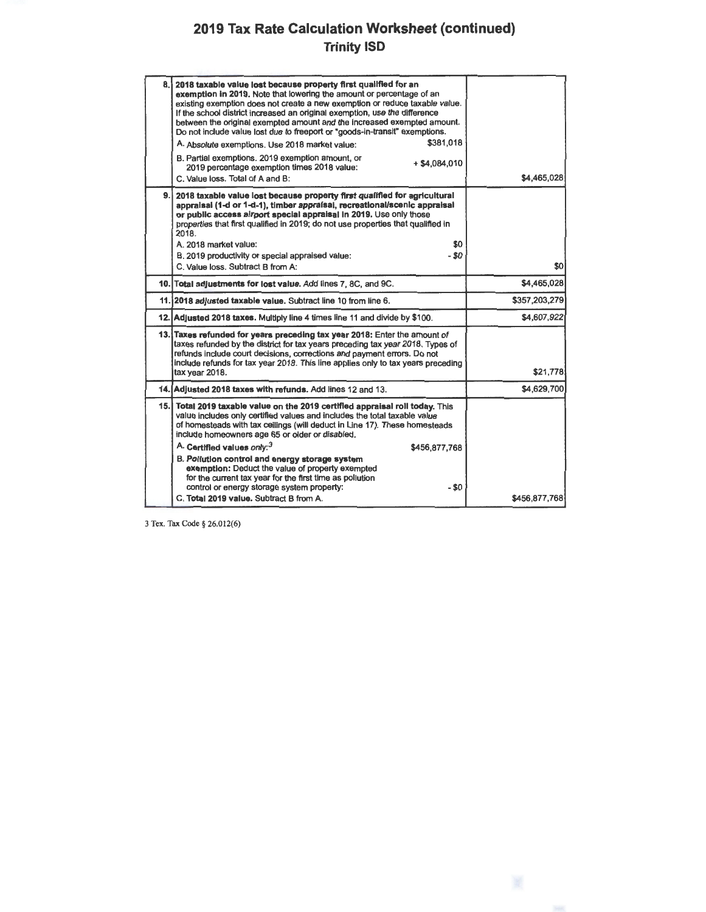# 2019 Tax Rate Calculation Worksheet (continued)

## Trinity ISD

| | | |
|---|---|---|
| 8. | **2018 taxable value lost because property first qualified for an exemption in 2019.** Note that lowering the amount or percentage of an existing exemption does not create a new exemption or reduce taxable value. If the school district increased an original exemption, use the difference between the original exempted amount and the increased exempted amount. Do not include value lost due to freeport or "goods-in-transit" exemptions.<br>A. Absolute exemptions. Use 2018 market value: $381,018<br>B. Partial exemptions. 2019 exemption amount, or 2019 percentage exemption times 2018 value: + $4,084,010<br>C. Value loss. Total of A and B: | $4,465,028 |
| 9. | **2018 taxable value lost because property first qualified for agricultural appraisal (1-d or 1-d-1), timber appraisal, recreational/scenic appraisal or public access airport special appraisal in 2019.** Use only those properties that first qualified in 2019; do not use properties that qualified in 2018.<br>A. 2018 market value: $0<br>B. 2019 productivity or special appraised value: - $0<br>C. Value loss. Subtract B from A: | $0 |
| 10. | **Total adjustments for lost value.** Add lines 7, 8C, and 9C. | $4,465,028 |
| 11. | **2018 adjusted taxable value.** Subtract line 10 from line 6. | $357,203,279 |
| 12. | **Adjusted 2018 taxes.** Multiply line 4 times line 11 and divide by $100. | $4,607,922 |
| 13. | **Taxes refunded for years preceding tax year 2018:** Enter the amount of taxes refunded by the district for tax years preceding tax year 2018. Types of refunds include court decisions, corrections and payment errors. Do not include refunds for tax year 2018. This line applies only to tax years preceding tax year 2018. | $21,778 |
| 14. | **Adjusted 2018 taxes with refunds.** Add lines 12 and 13. | $4,629,700 |
| 15. | **Total 2019 taxable value on the 2019 certified appraisal roll today.** This value includes only certified values and includes the total taxable value of homesteads with tax ceilings (will deduct in Line 17). These homesteads include homeowners age 65 or older or disabled.<br>A. **Certified values only:**[3] $456,877,768<br>B. **Pollution control and energy storage system exemption:** Deduct the value of property exempted for the current tax year for the first time as pollution control or energy storage system property: - $0<br>C. **Total 2019 value.** Subtract B from A. | $456,877,768 |

3 Tex. Tax Code § 26.012(6)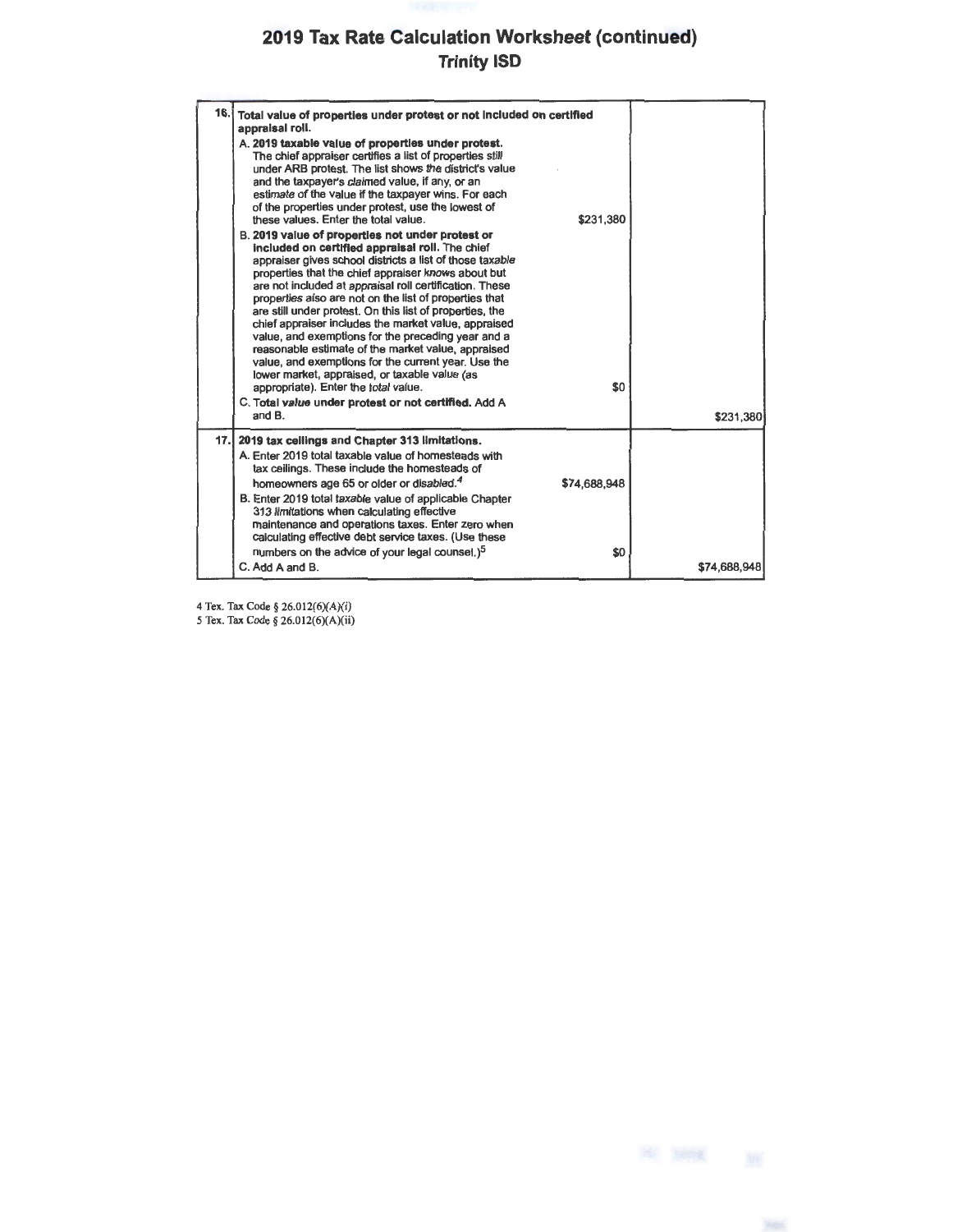# 2019 Tax Rate Calculation Worksheet (continued)

## Trinity ISD

| | | | |
|---|---|---|---|
| 16. | **Total value of properties under protest or not included on certified appraisal roll.**<br>A. **2019 taxable value of properties under protest.** The chief appraiser certifies a list of properties still under ARB protest. The list shows the district's value and the taxpayer's claimed value, if any, or an estimate of the value if the taxpayer wins. For each of the properties under protest, use the lowest of these values. Enter the total value.<br>B. **2019 value of properties not under protest or included on certified appraisal roll.** The chief appraiser gives school districts a list of those taxable properties that the chief appraiser knows about but are not included at appraisal roll certification. These properties also are not on the list of properties that are still under protest. On this list of properties, the chief appraiser includes the market value, appraised value, and exemptions for the preceding year and a reasonable estimate of the market value, appraised value, and exemptions for the current year. Use the lower market, appraised, or taxable value (as appropriate). Enter the total value.<br>C. **Total value under protest or not certified.** Add A and B. | $231,380<br><br>$0 | $231,380 |
| 17. | **2019 tax ceilings and Chapter 313 limitations.**<br>A. Enter 2019 total taxable value of homesteads with tax ceilings. These include the homesteads of homeowners age 65 or older or disabled.[4]<br>B. Enter 2019 total taxable value of applicable Chapter 313 limitations when calculating effective maintenance and operations taxes. Enter zero when calculating effective debt service taxes. (Use these numbers on the advice of your legal counsel.)[5]<br>C. Add A and B. | $74,688,948<br><br>$0 | $74,688,948 |

4 Tex. Tax Code § 26.012(6)(A)(i)
5 Tex. Tax Code § 26.012(6)(A)(ii)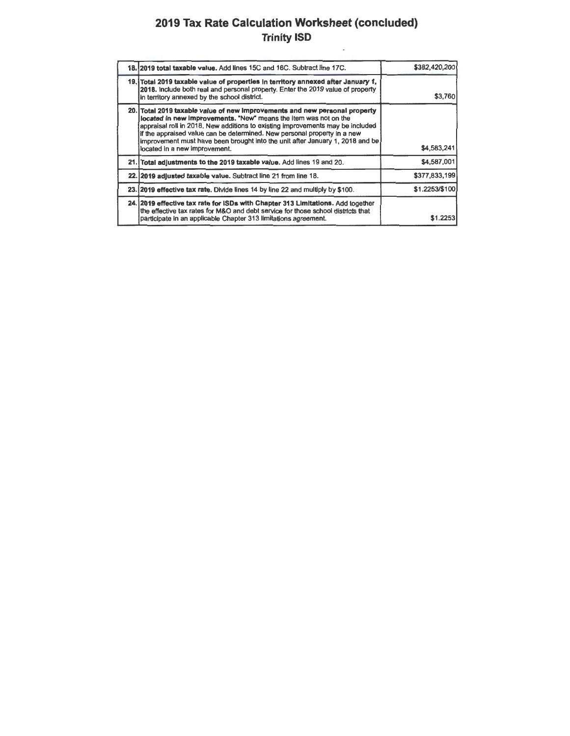# 2019 Tax Rate Calculation Worksheet (concluded)

## Trinity ISD

| | | |
|---|---|---|
| 18. | **2019 total taxable value.** Add lines 15C and 16C. Subtract line 17C. | $382,420,200 |
| 19. | **Total 2019 taxable value of properties in territory annexed after January 1, 2018.** Include both real and personal property. Enter the 2019 value of property in territory annexed by the school district. | $3,760 |
| 20. | **Total 2019 taxable value of new improvements and new personal property located in new improvements.** "New" means the item was not on the appraisal roll in 2018. New additions to existing improvements may be included if the appraised value can be determined. New personal property in a new improvement must have been brought into the unit after January 1, 2018 and be located in a new improvement. | $4,583,241 |
| 21. | **Total adjustments to the 2019 taxable value.** Add lines 19 and 20. | $4,587,001 |
| 22. | **2019 adjusted taxable value.** Subtract line 21 from line 18. | $377,833,199 |
| 23. | **2019 effective tax rate.** Divide lines 14 by line 22 and multiply by $100. | $1.2253/$100 |
| 24. | **2019 effective tax rate for ISDs with Chapter 313 Limitations.** Add together the effective tax rates for M&O and debt service for those school districts that participate in an applicable Chapter 313 limitations agreement. | $1.2253 |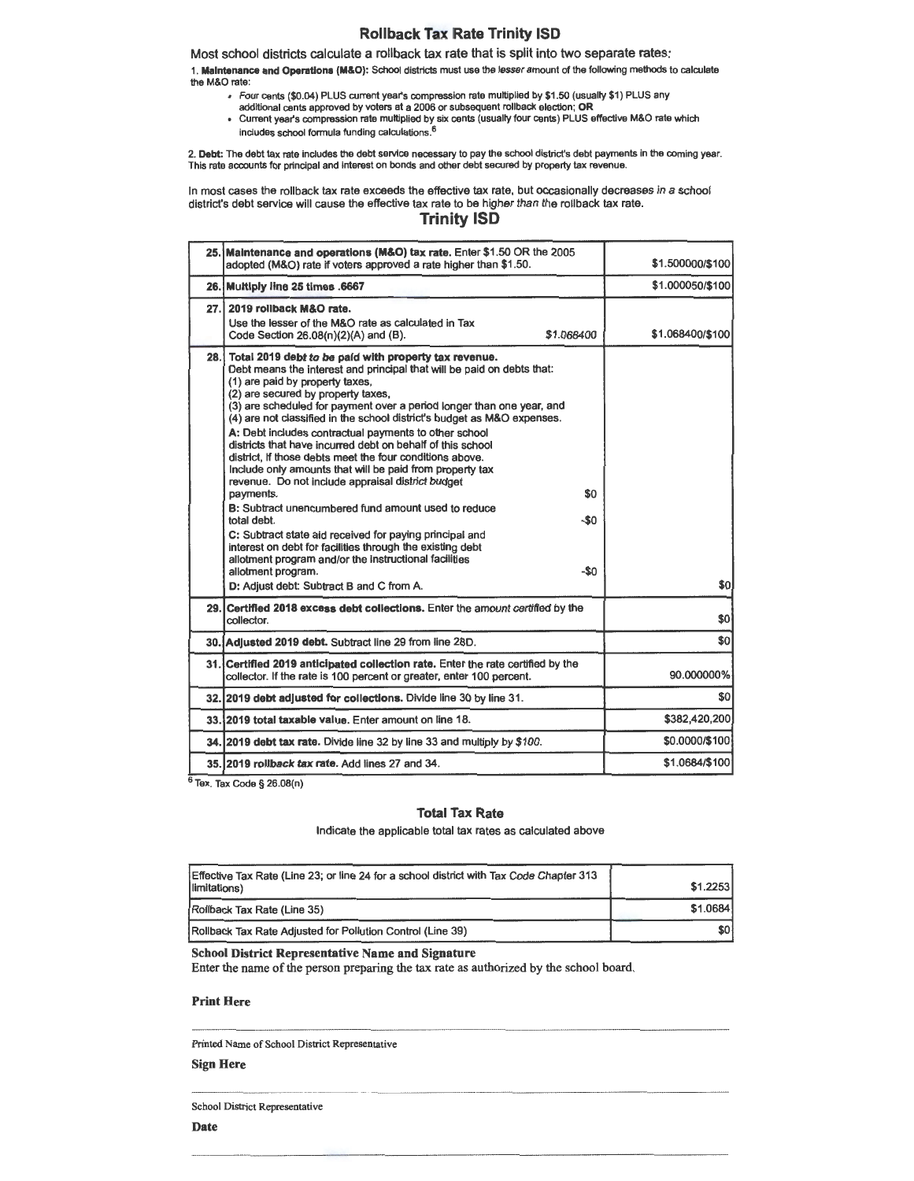## Rollback Tax Rate Trinity ISD

Most school districts calculate a rollback tax rate that is split into two separate rates:

1. **Maintenance and Operations (M&O):** School districts must use the lesser amount of the following methods to calculate the M&O rate:

- Four cents ($0.04) PLUS current year's compression rate multiplied by $1.50 (usually $1) PLUS any additional cents approved by voters at a 2006 or subsequent rollback election; **OR**
- Current year's compression rate multiplied by six cents (usually four cents) PLUS effective M&O rate which includes school formula funding calculations.[6]

2. **Debt:** The debt tax rate includes the debt service necessary to pay the school district's debt payments in the coming year. This rate accounts for principal and interest on bonds and other debt secured by property tax revenue.

In most cases the rollback tax rate exceeds the effective tax rate, but occasionally decreases in a school district's debt service will cause the effective tax rate to be higher than the rollback tax rate.

## Trinity ISD

| | | |
|---|---|---|
| 25. | **Maintenance and operations (M&O) tax rate.** Enter $1.50 OR the 2005 adopted (M&O) rate if voters approved a rate higher than $1.50. | $1.500000/$100 |
| 26. | **Multiply line 25 times .6667** | $1.000050/$100 |
| 27. | **2019 rollback M&O rate.**<br>Use the lesser of the M&O rate as calculated in Tax Code Section 26.08(n)(2)(A) and (B). $1.068400 | $1.068400/$100 |
| 28. | **Total 2019 debt to be paid with property tax revenue.**<br>Debt means the interest and principal that will be paid on debts that:<br>(1) are paid by property taxes,<br>(2) are secured by property taxes,<br>(3) are scheduled for payment over a period longer than one year, and<br>(4) are not classified in the school district's budget as M&O expenses.<br>A: Debt includes contractual payments to other school districts that have incurred debt on behalf of this school district, if those debts meet the four conditions above. Include only amounts that will be paid from property tax revenue. Do not include appraisal district budget payments. $0<br>B: Subtract unencumbered fund amount used to reduce total debt. -$0<br>C: Subtract state aid received for paying principal and interest on debt for facilities through the existing debt allotment program and/or the instructional facilities allotment program. -$0<br>D: Adjust debt: Subtract B and C from A. | $0 |
| 29. | **Certified 2018 excess debt collections.** Enter the amount certified by the collector. | $0 |
| 30. | **Adjusted 2019 debt.** Subtract line 29 from line 28D. | $0 |
| 31. | **Certified 2019 anticipated collection rate.** Enter the rate certified by the collector. If the rate is 100 percent or greater, enter 100 percent. | 90.000000% |
| 32. | **2019 debt adjusted for collections.** Divide line 30 by line 31. | $0 |
| 33. | **2019 total taxable value.** Enter amount on line 18. | $382,420,200 |
| 34. | **2019 debt tax rate.** Divide line 32 by line 33 and multiply by $100. | $0.0000/$100 |
| 35. | **2019 rollback tax rate.** Add lines 27 and 34. | $1.0684/$100 |

[6] Tex. Tax Code § 26.08(n)

### Total Tax Rate

Indicate the applicable total tax rates as calculated above

| | |
|---|---|
| Effective Tax Rate (Line 23; or line 24 for a school district with Tax Code Chapter 313 limitations) | $1.2253 |
| Rollback Tax Rate (Line 35) | $1.0684 |
| Rollback Tax Rate Adjusted for Pollution Control (Line 39) | $0 |

**School District Representative Name and Signature**

Enter the name of the person preparing the tax rate as authorized by the school board.

**Print Here**

______________________________

Printed Name of School District Representative

**Sign Here**

______________________________

School District Representative

**Date**

______________________________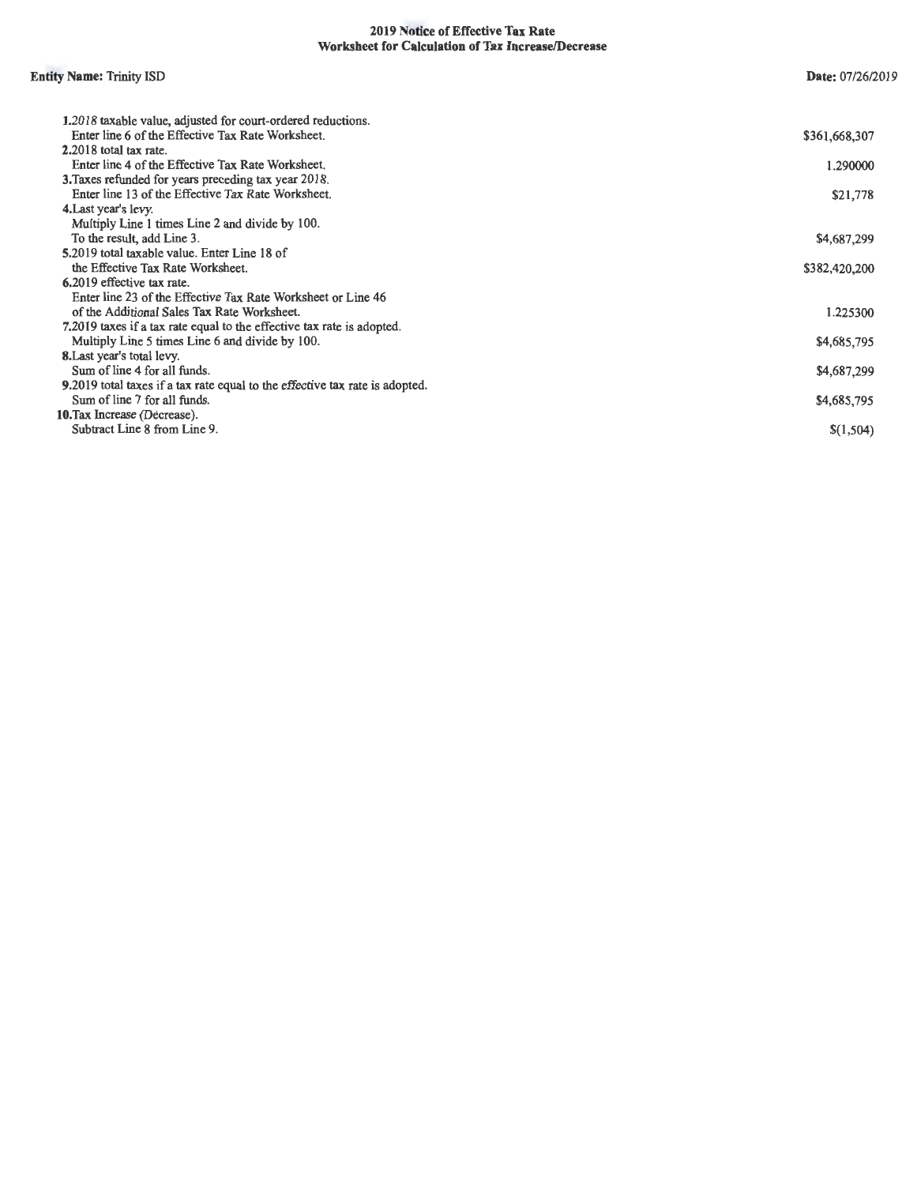**2019 Notice of Effective Tax Rate**
**Worksheet for Calculation of Tax Increase/Decrease**

**Entity Name:** Trinity ISD

**Date:** 07/26/2019

| | |
|---|---|
| **1.** *2018* taxable value, adjusted for court-ordered reductions.<br>Enter line 6 of the Effective Tax Rate Worksheet. | $361,668,307 |
| **2.** 2018 total tax rate.<br>Enter line 4 of the Effective Tax Rate Worksheet. | 1.290000 |
| **3.** Taxes refunded for years preceding tax year *2018*.<br>Enter line 13 of the Effective Tax Rate Worksheet. | $21,778 |
| **4.** Last year's levy.<br>Multiply Line 1 times Line 2 and divide by 100.<br>To the result, add Line 3. | $4,687,299 |
| **5.** 2019 total taxable value. Enter Line 18 of<br>the Effective Tax Rate Worksheet. | $382,420,200 |
| **6.** 2019 effective tax rate.<br>Enter line 23 of the Effective Tax Rate Worksheet or Line 46<br>of the Additional Sales Tax Rate Worksheet. | 1.225300 |
| **7.** 2019 taxes if a tax rate equal to the effective tax rate is adopted.<br>Multiply Line 5 times Line 6 and divide by 100. | $4,685,795 |
| **8.** Last year's total levy.<br>Sum of line 4 for all funds. | $4,687,299 |
| **9.** 2019 total taxes if a tax rate equal to the effective tax rate is adopted.<br>Sum of line 7 for all funds. | $4,685,795 |
| **10.** Tax Increase (Decrease).<br>Subtract Line 8 from Line 9. | $(1,504) |